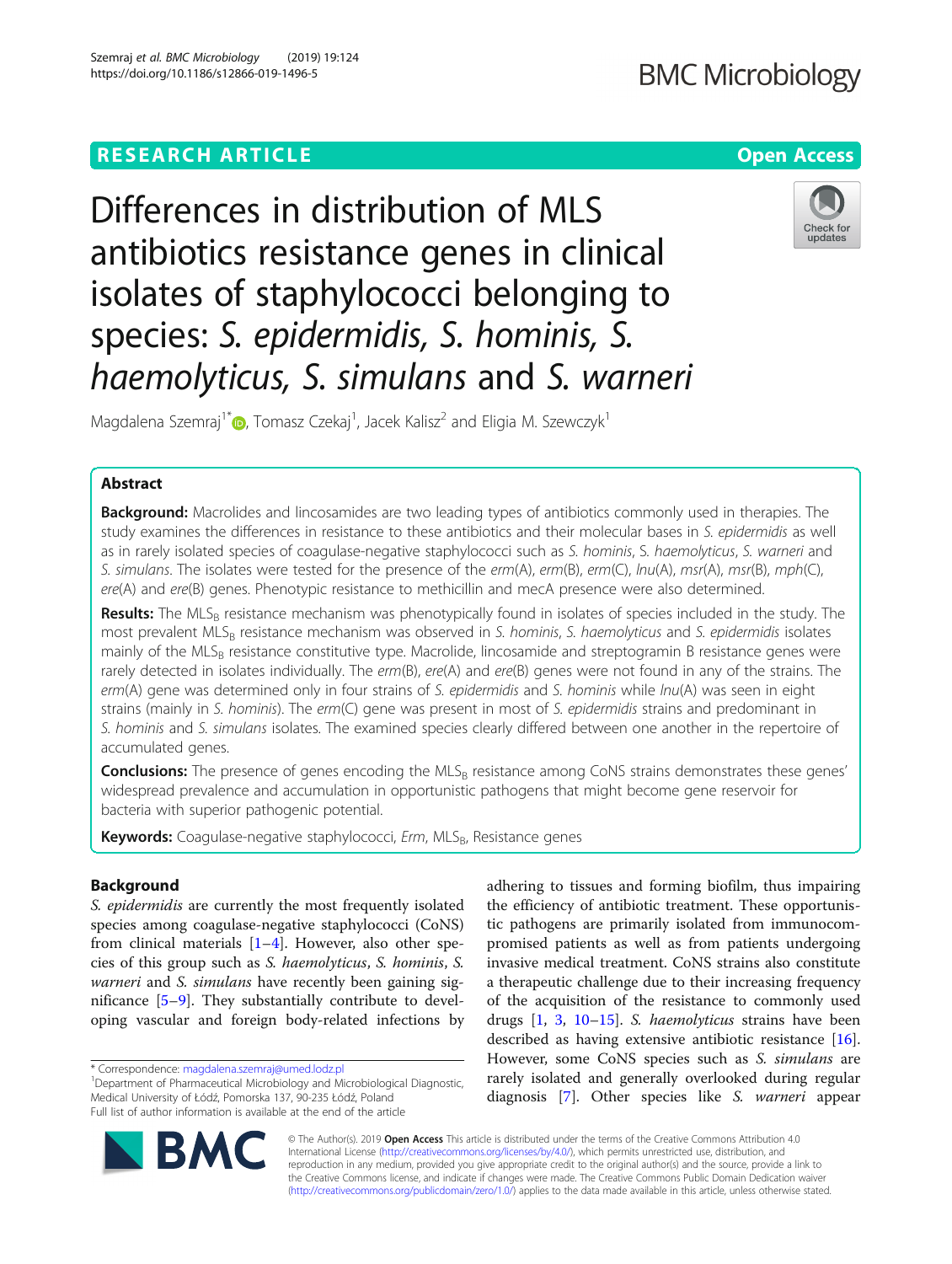RESEARCH ARTICLE

Open Access

# Differences in distribution of MLS antibiotics resistance genes in clinical isolates of staphylococci belonging to species: *S. epidermidis*, *S. hominis*, *S. haemolyticus*, *S. simulans* and *S. warneri*

Magdalena Szemraj[1*], Tomasz Czekaj[1], Jacek Kalisz[2] and Eligia M. Szewczyk[1]

## Abstract

**Background:** Macrolides and lincosamides are two leading types of antibiotics commonly used in therapies. The study examines the differences in resistance to these antibiotics and their molecular bases in *S. epidermidis* as well as in rarely isolated species of coagulase-negative staphylococci such as *S. hominis*, *S. haemolyticus*, *S. warneri* and *S. simulans*. The isolates were tested for the presence of the *erm*(A), *erm*(B), *erm*(C), *lnu*(A), *msr*(A), *msr*(B), *mph*(C), *ere*(A) and *ere*(B) genes. Phenotypic resistance to methicillin and mecA presence were also determined.

**Results:** The $MLS_B$ resistance mechanism was phenotypically found in isolates of species included in the study. The most prevalent $MLS_B$ resistance mechanism was observed in *S. hominis*, *S. haemolyticus* and *S. epidermidis* isolates mainly of the $MLS_B$ resistance constitutive type. Macrolide, lincosamide and streptogramin B resistance genes were rarely detected in isolates individually. The *erm*(B), *ere*(A) and *ere*(B) genes were not found in any of the strains. The *erm*(A) gene was determined only in four strains of *S. epidermidis* and *S. hominis* while *lnu*(A) was seen in eight strains (mainly in *S. hominis*). The *erm*(C) gene was present in most of *S. epidermidis* strains and predominant in *S. hominis* and *S. simulans* isolates. The examined species clearly differed between one another in the repertoire of accumulated genes.

**Conclusions:** The presence of genes encoding the $MLS_B$ resistance among CoNS strains demonstrates these genes' widespread prevalence and accumulation in opportunistic pathogens that might become gene reservoir for bacteria with superior pathogenic potential.

**Keywords:** Coagulase-negative staphylococci, *Erm*, $MLS_B$, Resistance genes

## Background

*S. epidermidis* are currently the most frequently isolated species among coagulase-negative staphylococci (CoNS) from clinical materials [1–4]. However, also other species of this group such as *S. haemolyticus*, *S. hominis*, *S. warneri* and *S. simulans* have recently been gaining significance [5–9]. They substantially contribute to developing vascular and foreign body-related infections by adhering to tissues and forming biofilm, thus impairing the efficiency of antibiotic treatment. These opportunistic pathogens are primarily isolated from immunocompromised patients as well as from patients undergoing invasive medical treatment. CoNS strains also constitute a therapeutic challenge due to their increasing frequency of the acquisition of the resistance to commonly used drugs [1, 3, 10–15]. *S. haemolyticus* strains have been described as having extensive antibiotic resistance [16]. However, some CoNS species such as *S. simulans* are rarely isolated and generally overlooked during regular diagnosis [7]. Other species like *S. warneri* appear

* Correspondence: magdalena.szemraj@umed.lodz.pl
[1]Department of Pharmaceutical Microbiology and Microbiological Diagnostic, Medical University of Łódź, Pomorska 137, 90-235 Łódź, Poland
Full list of author information is available at the end of the article

© The Author(s). 2019 **Open Access** This article is distributed under the terms of the Creative Commons Attribution 4.0 International License (http://creativecommons.org/licenses/by/4.0/), which permits unrestricted use, distribution, and reproduction in any medium, provided you give appropriate credit to the original author(s) and the source, provide a link to the Creative Commons license, and indicate if changes were made. The Creative Commons Public Domain Dedication waiver (http://creativecommons.org/publicdomain/zero/1.0/) applies to the data made available in this article, unless otherwise stated.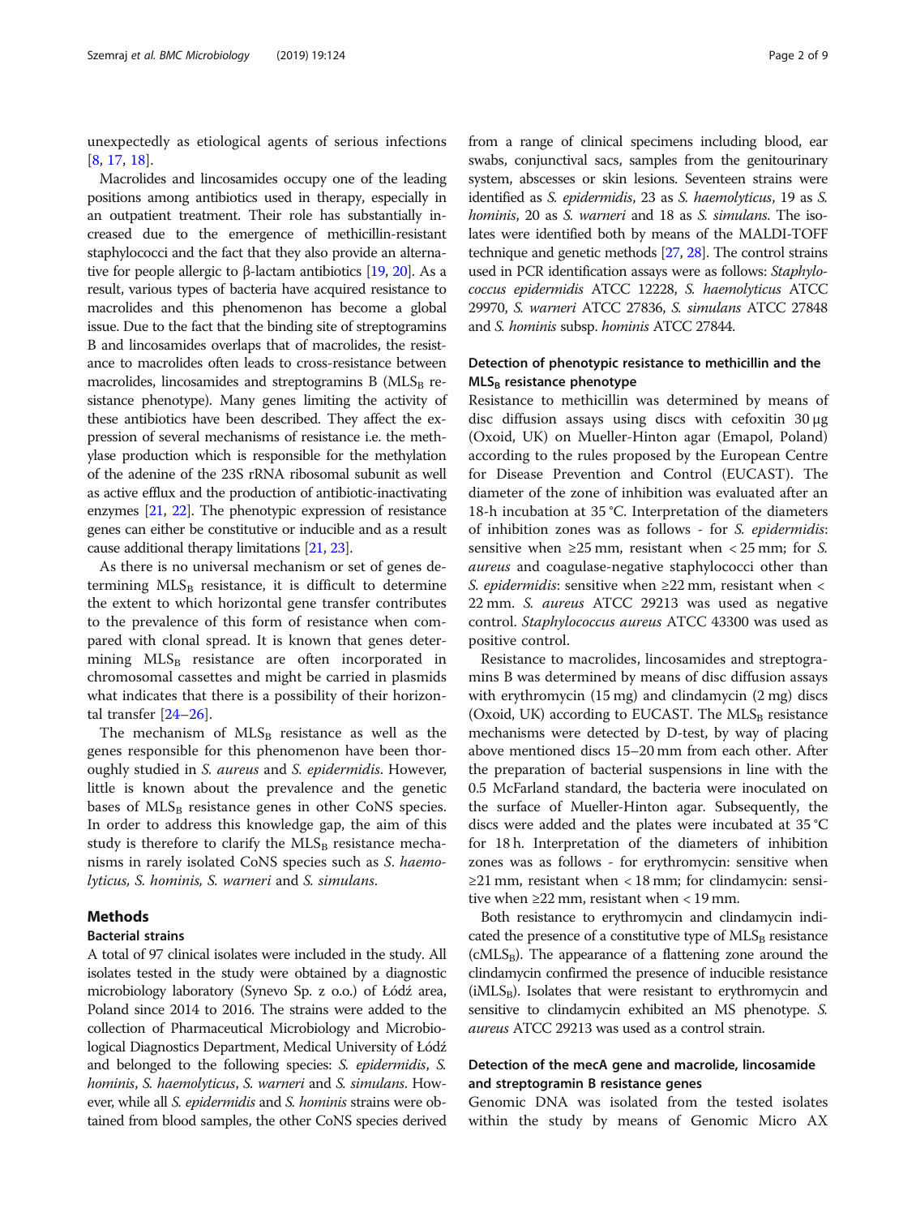unexpectedly as etiological agents of serious infections [8, 17, 18].

Macrolides and lincosamides occupy one of the leading positions among antibiotics used in therapy, especially in an outpatient treatment. Their role has substantially increased due to the emergence of methicillin-resistant staphylococci and the fact that they also provide an alternative for people allergic to β-lactam antibiotics [19, 20]. As a result, various types of bacteria have acquired resistance to macrolides and this phenomenon has become a global issue. Due to the fact that the binding site of streptogramins B and lincosamides overlaps that of macrolides, the resistance to macrolides often leads to cross-resistance between macrolides, lincosamides and streptogramins B ($MLS_B$ resistance phenotype). Many genes limiting the activity of these antibiotics have been described. They affect the expression of several mechanisms of resistance i.e. the methylase production which is responsible for the methylation of the adenine of the 23S rRNA ribosomal subunit as well as active efflux and the production of antibiotic-inactivating enzymes [21, 22]. The phenotypic expression of resistance genes can either be constitutive or inducible and as a result cause additional therapy limitations [21, 23].

As there is no universal mechanism or set of genes determining $MLS_B$ resistance, it is difficult to determine the extent to which horizontal gene transfer contributes to the prevalence of this form of resistance when compared with clonal spread. It is known that genes determining $MLS_B$ resistance are often incorporated in chromosomal cassettes and might be carried in plasmids what indicates that there is a possibility of their horizontal transfer [24–26].

The mechanism of $MLS_B$ resistance as well as the genes responsible for this phenomenon have been thoroughly studied in *S. aureus* and *S. epidermidis*. However, little is known about the prevalence and the genetic bases of $MLS_B$ resistance genes in other CoNS species. In order to address this knowledge gap, the aim of this study is therefore to clarify the $MLS_B$ resistance mechanisms in rarely isolated CoNS species such as *S. haemolyticus, S. hominis, S. warneri* and *S. simulans*.

## Methods

### Bacterial strains

A total of 97 clinical isolates were included in the study. All isolates tested in the study were obtained by a diagnostic microbiology laboratory (Synevo Sp. z o.o.) of Łódź area, Poland since 2014 to 2016. The strains were added to the collection of Pharmaceutical Microbiology and Microbiological Diagnostics Department, Medical University of Łódź and belonged to the following species: *S. epidermidis*, *S. hominis*, *S. haemolyticus*, *S. warneri* and *S. simulans*. However, while all *S. epidermidis* and *S. hominis* strains were obtained from blood samples, the other CoNS species derived from a range of clinical specimens including blood, ear swabs, conjunctival sacs, samples from the genitourinary system, abscesses or skin lesions. Seventeen strains were identified as *S. epidermidis*, 23 as *S. haemolyticus*, 19 as *S. hominis*, 20 as *S. warneri* and 18 as *S. simulans*. The isolates were identified both by means of the MALDI-TOFF technique and genetic methods [27, 28]. The control strains used in PCR identification assays were as follows: *Staphylococcus epidermidis* ATCC 12228, *S. haemolyticus* ATCC 29970, *S. warneri* ATCC 27836, *S. simulans* ATCC 27848 and *S. hominis* subsp. *hominis* ATCC 27844.

### Detection of phenotypic resistance to methicillin and the $MLS_B$ resistance phenotype

Resistance to methicillin was determined by means of disc diffusion assays using discs with cefoxitin 30 μg (Oxoid, UK) on Mueller-Hinton agar (Emapol, Poland) according to the rules proposed by the European Centre for Disease Prevention and Control (EUCAST). The diameter of the zone of inhibition was evaluated after an 18-h incubation at 35 °C. Interpretation of the diameters of inhibition zones was as follows - for *S. epidermidis*: sensitive when ≥25 mm, resistant when < 25 mm; for *S. aureus* and coagulase-negative staphylococci other than *S. epidermidis*: sensitive when ≥22 mm, resistant when < 22 mm. *S. aureus* ATCC 29213 was used as negative control. *Staphylococcus aureus* ATCC 43300 was used as positive control.

Resistance to macrolides, lincosamides and streptogramins B was determined by means of disc diffusion assays with erythromycin (15 mg) and clindamycin (2 mg) discs (Oxoid, UK) according to EUCAST. The $MLS_B$ resistance mechanisms were detected by D-test, by way of placing above mentioned discs 15–20 mm from each other. After the preparation of bacterial suspensions in line with the 0.5 McFarland standard, the bacteria were inoculated on the surface of Mueller-Hinton agar. Subsequently, the discs were added and the plates were incubated at 35 °C for 18 h. Interpretation of the diameters of inhibition zones was as follows - for erythromycin: sensitive when ≥21 mm, resistant when < 18 mm; for clindamycin: sensitive when ≥22 mm, resistant when < 19 mm.

Both resistance to erythromycin and clindamycin indicated the presence of a constitutive type of $MLS_B$ resistance ($cMLS_B$). The appearance of a flattening zone around the clindamycin confirmed the presence of inducible resistance ($iMLS_B$). Isolates that were resistant to erythromycin and sensitive to clindamycin exhibited an MS phenotype. *S. aureus* ATCC 29213 was used as a control strain.

### Detection of the mecA gene and macrolide, lincosamide and streptogramin B resistance genes

Genomic DNA was isolated from the tested isolates within the study by means of Genomic Micro AX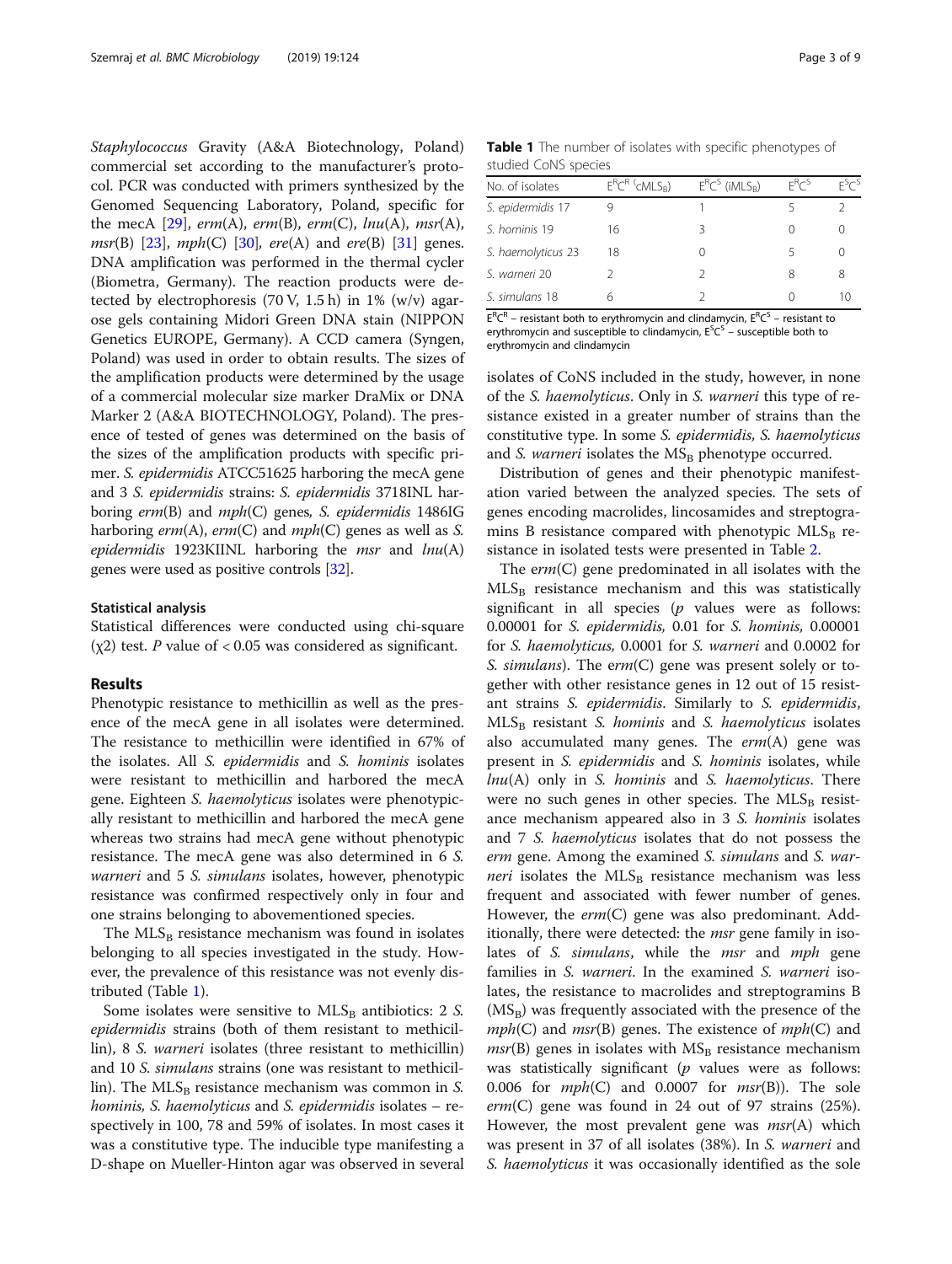*Staphylococcus* Gravity (A&A Biotechnology, Poland) commercial set according to the manufacturer's protocol. PCR was conducted with primers synthesized by the Genomed Sequencing Laboratory, Poland, specific for the mecA [29], *erm*(A), *erm*(B), *erm*(C), *lnu*(A), *msr*(A), *msr*(B) [23], *mph*(C) [30], *ere*(A) and *ere*(B) [31] genes. DNA amplification was performed in the thermal cycler (Biometra, Germany). The reaction products were detected by electrophoresis (70 V, 1.5 h) in 1% (w/v) agarose gels containing Midori Green DNA stain (NIPPON Genetics EUROPE, Germany). A CCD camera (Syngen, Poland) was used in order to obtain results. The sizes of the amplification products were determined by the usage of a commercial molecular size marker DraMix or DNA Marker 2 (A&A BIOTECHNOLOGY, Poland). The presence of tested of genes was determined on the basis of the sizes of the amplification products with specific primer. *S. epidermidis* ATCC51625 harboring the mecA gene and 3 *S. epidermidis* strains: *S. epidermidis* 3718INL harboring *erm*(B) and *mph*(C) genes, *S. epidermidis* 1486IG harboring *erm*(A), *erm*(C) and *mph*(C) genes as well as *S. epidermidis* 1923KIINL harboring the *msr* and *lnu*(A) genes were used as positive controls [32].

### Statistical analysis

Statistical differences were conducted using chi-square ($\chi 2$) test. *P* value of < 0.05 was considered as significant.

## Results

Phenotypic resistance to methicillin as well as the presence of the mecA gene in all isolates were determined. The resistance to methicillin were identified in 67% of the isolates. All *S. epidermidis* and *S. hominis* isolates were resistant to methicillin and harbored the mecA gene. Eighteen *S. haemolyticus* isolates were phenotypically resistant to methicillin and harbored the mecA gene whereas two strains had mecA gene without phenotypic resistance. The mecA gene was also determined in 6 *S. warneri* and 5 *S. simulans* isolates, however, phenotypic resistance was confirmed respectively only in four and one strains belonging to abovementioned species.

The $MLS_B$ resistance mechanism was found in isolates belonging to all species investigated in the study. However, the prevalence of this resistance was not evenly distributed (Table 1).

**Table 1** The number of isolates with specific phenotypes of studied CoNS species

| No. of isolates | $E^RC^R$ ($cMLS_B$) | $E^RC^S$ ($iMLS_B$) | $E^RC^S$ | $E^SC^S$ |
|---|---|---|---|---|
| *S. epidermidis* 17 | 9 | 1 | 5 | 2 |
| *S. hominis* 19 | 16 | 3 | 0 | 0 |
| *S. haemolyticus* 23 | 18 | 0 | 5 | 0 |
| *S. warneri* 20 | 2 | 2 | 8 | 8 |
| *S. simulans* 18 | 6 | 2 | 0 | 10 |

$E^RC^R$ – resistant both to erythromycin and clindamycin, $E^RC^S$ – resistant to erythromycin and susceptible to clindamycin, $E^SC^S$ – susceptible both to erythromycin and clindamycin

Some isolates were sensitive to $MLS_B$ antibiotics: 2 *S. epidermidis* strains (both of them resistant to methicillin), 8 *S. warneri* isolates (three resistant to methicillin) and 10 *S. simulans* strains (one was resistant to methicillin). The $MLS_B$ resistance mechanism was common in *S. hominis, S. haemolyticus* and *S. epidermidis* isolates – respectively in 100, 78 and 59% of isolates. In most cases it was a constitutive type. The inducible type manifesting a D-shape on Mueller-Hinton agar was observed in several isolates of CoNS included in the study, however, in none of the *S. haemolyticus*. Only in *S. warneri* this type of resistance existed in a greater number of strains than the constitutive type. In some *S. epidermidis, S. haemolyticus* and *S. warneri* isolates the $MS_B$ phenotype occurred.

Distribution of genes and their phenotypic manifestation varied between the analyzed species. The sets of genes encoding macrolides, lincosamides and streptogramins B resistance compared with phenotypic $MLS_B$ resistance in isolated tests were presented in Table 2.

The *erm*(C) gene predominated in all isolates with the $MLS_B$ resistance mechanism and this was statistically significant in all species (*p* values were as follows: 0.00001 for *S. epidermidis,* 0.01 for *S. hominis,* 0.00001 for *S. haemolyticus,* 0.0001 for *S. warneri* and 0.0002 for *S. simulans*). The *erm*(C) gene was present solely or together with other resistance genes in 12 out of 15 resistant strains *S. epidermidis*. Similarly to *S. epidermidis*, $MLS_B$ resistant *S. hominis* and *S. haemolyticus* isolates also accumulated many genes. The *erm*(A) gene was present in *S. epidermidis* and *S. hominis* isolates, while *lnu*(A) only in *S. hominis* and *S. haemolyticus*. There were no such genes in other species. The $MLS_B$ resistance mechanism appeared also in 3 *S. hominis* isolates and 7 *S. haemolyticus* isolates that do not possess the *erm* gene. Among the examined *S. simulans* and *S. warneri* isolates the $MLS_B$ resistance mechanism was less frequent and associated with fewer number of genes. However, the *erm*(C) gene was also predominant. Additionally, there were detected: the *msr* gene family in isolates of *S. simulans*, while the *msr* and *mph* gene families in *S. warneri*. In the examined *S. warneri* isolates, the resistance to macrolides and streptogramins B ($MS_B$) was frequently associated with the presence of the *mph*(C) and *msr*(B) genes. The existence of *mph*(C) and *msr*(B) genes in isolates with $MS_B$ resistance mechanism was statistically significant (*p* values were as follows: 0.006 for *mph*(C) and 0.0007 for *msr*(B)). The sole *erm*(C) gene was found in 24 out of 97 strains (25%). However, the most prevalent gene was *msr*(A) which was present in 37 of all isolates (38%). In *S. warneri* and *S. haemolyticus* it was occasionally identified as the sole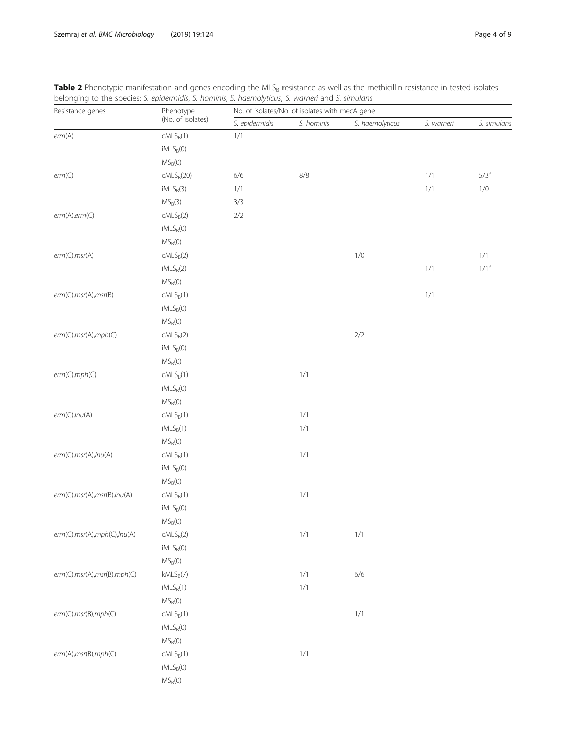**Table 2** Phenotypic manifestation and genes encoding the $MLS_B$ resistance as well as the methicillin resistance in tested isolates belonging to the species: *S. epidermidis*, *S. hominis*, *S. haemolyticus*, *S. warneri* and *S. simulans*

| Resistance genes | Phenotype (No. of isolates) | No. of isolates/No. of isolates with mecA gene | | | | |
|---|---|---|---|---|---|---|
| | | *S. epidermidis* | *S. hominis* | *S. haemolyticus* | *S. warneri* | *S. simulans* |
| *erm*(A) | $cMLS_B$(1) | 1/1 | | | | |
| | $iMLS_B$(0) | | | | | |
| | $MS_B$(0) | | | | | |
| *erm*(C) | $cMLS_B$(20) | 6/6 | 8/8 | | 1/1 | 5/3[a] |
| | $iMLS_B$(3) | 1/1 | | | 1/1 | 1/0 |
| | $MS_B$(3) | 3/3 | | | | |
| *erm*(A),*erm*(C) | $cMLS_B$(2) | 2/2 | | | | |
| | $iMLS_B$(0) | | | | | |
| | $MS_B$(0) | | | | | |
| *erm*(C),*msr*(A) | $cMLS_B$(2) | | | 1/0 | | 1/1 |
| | $iMLS_B$(2) | | | | 1/1 | 1/1[a] |
| | $MS_B$(0) | | | | | |
| *erm*(C),*msr*(A),*msr*(B) | $cMLS_B$(1) | | | | 1/1 | |
| | $iMLS_B$(0) | | | | | |
| | $MS_B$(0) | | | | | |
| *erm*(C),*msr*(A),*mph*(C) | $cMLS_B$(2) | | | 2/2 | | |
| | $iMLS_B$(0) | | | | | |
| | $MS_B$(0) | | | | | |
| *erm*(C),*mph*(C) | $cMLS_B$(1) | | 1/1 | | | |
| | $iMLS_B$(0) | | | | | |
| | $MS_B$(0) | | | | | |
| *erm*(C),*lnu*(A) | $cMLS_B$(1) | | 1/1 | | | |
| | $iMLS_B$(1) | | 1/1 | | | |
| | $MS_B$(0) | | | | | |
| *erm*(C),*msr*(A),*lnu*(A) | $cMLS_B$(1) | | 1/1 | | | |
| | $iMLS_B$(0) | | | | | |
| | $MS_B$(0) | | | | | |
| *erm*(C),*msr*(A),*msr*(B),*lnu*(A) | $cMLS_B$(1) | | 1/1 | | | |
| | $iMLS_B$(0) | | | | | |
| | $MS_B$(0) | | | | | |
| *erm*(C),*msr*(A),*mph*(C),*lnu*(A) | $cMLS_B$(2) | | 1/1 | 1/1 | | |
| | $iMLS_B$(0) | | | | | |
| | $MS_B$(0) | | | | | |
| *erm*(C),*msr*(A),*msr*(B),*mph*(C) | $kMLS_B$(7) | | 1/1 | 6/6 | | |
| | $iMLS_B$(1) | | 1/1 | | | |
| | $MS_B$(0) | | | | | |
| *erm*(C),*msr*(B),*mph*(C) | $cMLS_B$(1) | | | 1/1 | | |
| | $iMLS_B$(0) | | | | | |
| | $MS_B$(0) | | | | | |
| *erm*(A),*msr*(B),*mph*(C) | $cMLS_B$(1) | | 1/1 | | | |
| | $iMLS_B$(0) | | | | | |
| | $MS_B$(0) | | | | | |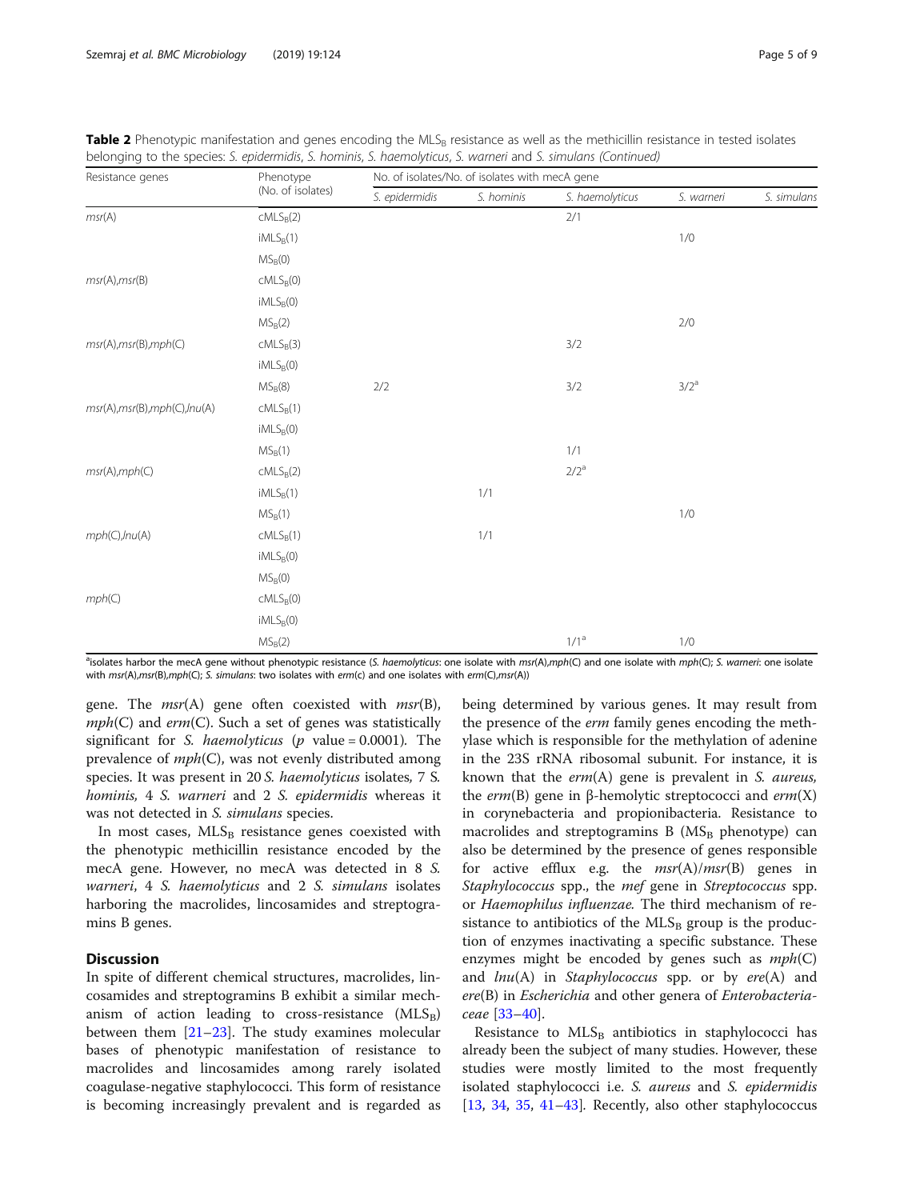**Table 2** Phenotypic manifestation and genes encoding the $MLS_B$ resistance as well as the methicillin resistance in tested isolates belonging to the species: *S. epidermidis*, *S. hominis*, *S. haemolyticus*, *S. warneri* and *S. simulans* (Continued)

| Resistance genes | Phenotype (No. of isolates) | No. of isolates/No. of isolates with mecA gene | | | | |
|---|---|---|---|---|---|---|
| | | *S. epidermidis* | *S. hominis* | *S. haemolyticus* | *S. warneri* | *S. simulans* |
| *msr*(A) | $cMLS_B$(2) | | | 2/1 | | |
| | $iMLS_B$(1) | | | | 1/0 | |
| | $MS_B$(0) | | | | | |
| *msr*(A),*msr*(B) | $cMLS_B$(0) | | | | | |
| | $iMLS_B$(0) | | | | | |
| | $MS_B$(2) | | | | 2/0 | |
| *msr*(A),*msr*(B),*mph*(C) | $cMLS_B$(3) | | | 3/2 | | |
| | $iMLS_B$(0) | | | | | |
| | $MS_B$(8) | 2/2 | | 3/2 | 3/2[a] | |
| *msr*(A),*msr*(B),*mph*(C),*lnu*(A) | $cMLS_B$(1) | | | | | |
| | $iMLS_B$(0) | | | | | |
| | $MS_B$(1) | | | 1/1 | | |
| *msr*(A),*mph*(C) | $cMLS_B$(2) | | | 2/2[a] | | |
| | $iMLS_B$(1) | | 1/1 | | | |
| | $MS_B$(1) | | | | 1/0 | |
| *mph*(C),*lnu*(A) | $cMLS_B$(1) | | 1/1 | | | |
| | $iMLS_B$(0) | | | | | |
| | $MS_B$(0) | | | | | |
| *mph*(C) | $cMLS_B$(0) | | | | | |
| | $iMLS_B$(0) | | | | | |
| | $MS_B$(2) | | | 1/1[a] | 1/0 | |

[a]isolates harbor the mecA gene without phenotypic resistance (*S. haemolyticus*: one isolate with *msr*(A),*mph*(C) and one isolate with *mph*(C); *S. warneri*: one isolate with *msr*(A),*msr*(B),*mph*(C); *S. simulans*: two isolates with *erm*(c) and one isolates with *erm*(C),*msr*(A))

gene. The *msr*(A) gene often coexisted with *msr*(B), *mph*(C) and *erm*(C). Such a set of genes was statistically significant for *S. haemolyticus* ($p$ value = 0.0001). The prevalence of *mph*(C), was not evenly distributed among species. It was present in 20 *S. haemolyticus* isolates, 7 *S. hominis,* 4 *S. warneri* and 2 *S. epidermidis* whereas it was not detected in *S. simulans* species.

In most cases, $MLS_B$ resistance genes coexisted with the phenotypic methicillin resistance encoded by the mecA gene. However, no mecA was detected in 8 *S. warneri*, 4 *S. haemolyticus* and 2 *S. simulans* isolates harboring the macrolides, lincosamides and streptogramins B genes.

## Discussion

In spite of different chemical structures, macrolides, lincosamides and streptogramins B exhibit a similar mechanism of action leading to cross-resistance ($MLS_B$) between them [21–23]. The study examines molecular bases of phenotypic manifestation of resistance to macrolides and lincosamides among rarely isolated coagulase-negative staphylococci. This form of resistance is becoming increasingly prevalent and is regarded as being determined by various genes. It may result from the presence of the *erm* family genes encoding the methylase which is responsible for the methylation of adenine in the 23S rRNA ribosomal subunit. For instance, it is known that the *erm*(A) gene is prevalent in *S. aureus,* the *erm*(B) gene in β-hemolytic streptococci and *erm*(X) in corynebacteria and propionibacteria. Resistance to macrolides and streptogramins B ($MS_B$ phenotype) can also be determined by the presence of genes responsible for active efflux e.g. the *msr*(A)/*msr*(B) genes in *Staphylococcus* spp., the *mef* gene in *Streptococcus* spp. or *Haemophilus influenzae.* The third mechanism of resistance to antibiotics of the $MLS_B$ group is the production of enzymes inactivating a specific substance. These enzymes might be encoded by genes such as *mph*(C) and *lnu*(A) in *Staphylococcus* spp. or by *ere*(A) and *ere*(B) in *Escherichia* and other genera of *Enterobacteriaceae* [33–40].

Resistance to $MLS_B$ antibiotics in staphylococci has already been the subject of many studies. However, these studies were mostly limited to the most frequently isolated staphylococci i.e. *S. aureus* and *S. epidermidis* [13, 34, 35, 41–43]. Recently, also other staphylococcus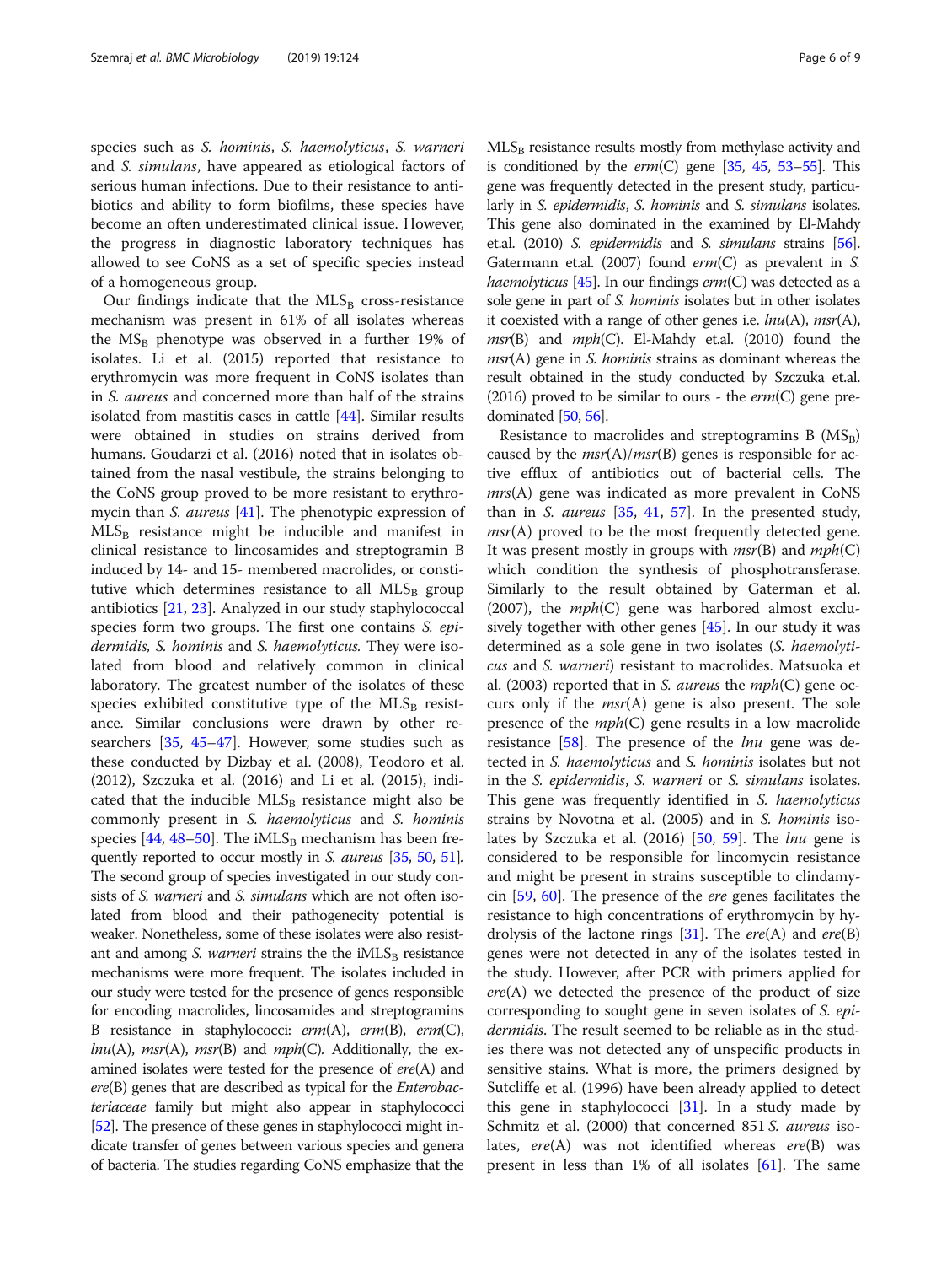species such as *S. hominis*, *S. haemolyticus*, *S. warneri* and *S. simulans*, have appeared as etiological factors of serious human infections. Due to their resistance to antibiotics and ability to form biofilms, these species have become an often underestimated clinical issue. However, the progress in diagnostic laboratory techniques has allowed to see CoNS as a set of specific species instead of a homogeneous group.

Our findings indicate that the $MLS_B$ cross-resistance mechanism was present in 61% of all isolates whereas the $MS_B$ phenotype was observed in a further 19% of isolates. Li et al. (2015) reported that resistance to erythromycin was more frequent in CoNS isolates than in *S. aureus* and concerned more than half of the strains isolated from mastitis cases in cattle [44]. Similar results were obtained in studies on strains derived from humans. Goudarzi et al. (2016) noted that in isolates obtained from the nasal vestibule, the strains belonging to the CoNS group proved to be more resistant to erythromycin than *S. aureus* [41]. The phenotypic expression of $MLS_B$ resistance might be inducible and manifest in clinical resistance to lincosamides and streptogramin B induced by 14- and 15- membered macrolides, or constitutive which determines resistance to all $MLS_B$ group antibiotics [21, 23]. Analyzed in our study staphylococcal species form two groups. The first one contains *S. epidermidis, S. hominis* and *S. haemolyticus.* They were isolated from blood and relatively common in clinical laboratory. The greatest number of the isolates of these species exhibited constitutive type of the $MLS_B$ resistance. Similar conclusions were drawn by other researchers [35, 45–47]. However, some studies such as these conducted by Dizbay et al. (2008), Teodoro et al. (2012), Szczuka et al. (2016) and Li et al. (2015), indicated that the inducible $MLS_B$ resistance might also be commonly present in *S. haemolyticus* and *S. hominis* species [44, 48–50]. The $iMLS_B$ mechanism has been frequently reported to occur mostly in *S. aureus* [35, 50, 51]. The second group of species investigated in our study consists of *S. warneri* and *S. simulans* which are not often isolated from blood and their pathogenecity potential is weaker. Nonetheless, some of these isolates were also resistant and among *S. warneri* strains the the $iMLS_B$ resistance mechanisms were more frequent. The isolates included in our study were tested for the presence of genes responsible for encoding macrolides, lincosamides and streptogramins B resistance in staphylococci: *erm*(A), *erm*(B), *erm*(C), *lnu*(A), *msr*(A), *msr*(B) and *mph*(C)*.* Additionally, the examined isolates were tested for the presence of *ere*(A) and *ere*(B) genes that are described as typical for the *Enterobacteriaceae* family but might also appear in staphylococci [52]. The presence of these genes in staphylococci might indicate transfer of genes between various species and genera of bacteria. The studies regarding CoNS emphasize that the $MLS_B$ resistance results mostly from methylase activity and is conditioned by the *erm*(C) gene [35, 45, 53–55]. This gene was frequently detected in the present study, particularly in *S. epidermidis*, *S. hominis* and *S. simulans* isolates. This gene also dominated in the examined by El-Mahdy et.al. (2010) *S. epidermidis* and *S. simulans* strains [56]. Gatermann et.al. (2007) found *erm*(C) as prevalent in *S. haemolyticus* [45]. In our findings *erm*(C) was detected as a sole gene in part of *S. hominis* isolates but in other isolates it coexisted with a range of other genes i.e. *lnu*(A), *msr*(A), *msr*(B) and *mph*(C). El-Mahdy et.al. (2010) found the *msr*(A) gene in *S. hominis* strains as dominant whereas the result obtained in the study conducted by Szczuka et.al. (2016) proved to be similar to ours - the *erm*(C) gene predominated [50, 56].

Resistance to macrolides and streptogramins B ($MS_B$) caused by the *msr*(A)/*msr*(B) genes is responsible for active efflux of antibiotics out of bacterial cells. The *mrs*(A) gene was indicated as more prevalent in CoNS than in *S. aureus* [35, 41, 57]. In the presented study, *msr*(A) proved to be the most frequently detected gene. It was present mostly in groups with *msr*(B) and *mph*(C) which condition the synthesis of phosphotransferase. Similarly to the result obtained by Gaterman et al. (2007), the *mph*(C) gene was harbored almost exclusively together with other genes [45]. In our study it was determined as a sole gene in two isolates (*S. haemolyticus* and *S. warneri*) resistant to macrolides. Matsuoka et al. (2003) reported that in *S. aureus* the *mph*(C) gene occurs only if the *msr*(A) gene is also present. The sole presence of the *mph*(C) gene results in a low macrolide resistance [58]. The presence of the *lnu* gene was detected in *S. haemolyticus* and *S. hominis* isolates but not in the *S. epidermidis*, *S. warneri* or *S. simulans* isolates. This gene was frequently identified in *S. haemolyticus* strains by Novotna et al. (2005) and in *S. hominis* isolates by Szczuka et al. (2016) [50, 59]. The *lnu* gene is considered to be responsible for lincomycin resistance and might be present in strains susceptible to clindamycin [59, 60]. The presence of the *ere* genes facilitates the resistance to high concentrations of erythromycin by hydrolysis of the lactone rings [31]. The *ere*(A) and *ere*(B) genes were not detected in any of the isolates tested in the study. However, after PCR with primers applied for *ere*(A) we detected the presence of the product of size corresponding to sought gene in seven isolates of *S. epidermidis*. The result seemed to be reliable as in the studies there was not detected any of unspecific products in sensitive stains. What is more, the primers designed by Sutcliffe et al. (1996) have been already applied to detect this gene in staphylococci [31]. In a study made by Schmitz et al. (2000) that concerned 851 *S. aureus* isolates, *ere*(A) was not identified whereas *ere*(B) was present in less than 1% of all isolates [61]. The same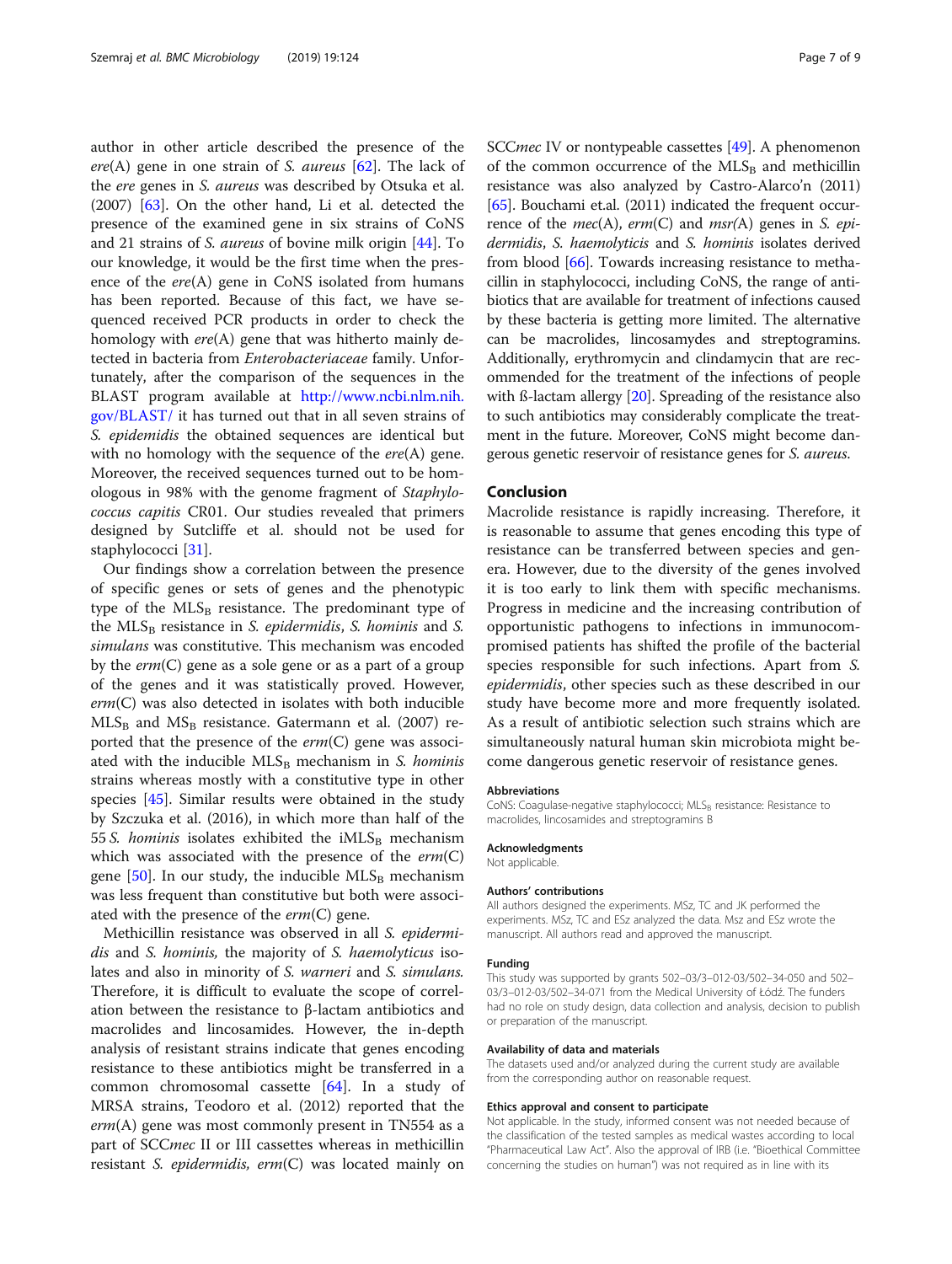author in other article described the presence of the *ere*(A) gene in one strain of *S. aureus* [62]. The lack of the *ere* genes in *S. aureus* was described by Otsuka et al. (2007) [63]. On the other hand, Li et al. detected the presence of the examined gene in six strains of CoNS and 21 strains of *S. aureus* of bovine milk origin [44]. To our knowledge, it would be the first time when the presence of the *ere*(A) gene in CoNS isolated from humans has been reported. Because of this fact, we have sequenced received PCR products in order to check the homology with *ere*(A) gene that was hitherto mainly detected in bacteria from *Enterobacteriaceae* family. Unfortunately, after the comparison of the sequences in the BLAST program available at http://www.ncbi.nlm.nih.gov/BLAST/ it has turned out that in all seven strains of *S. epidemidis* the obtained sequences are identical but with no homology with the sequence of the *ere*(A) gene. Moreover, the received sequences turned out to be homologous in 98% with the genome fragment of *Staphylococcus capitis* CR01. Our studies revealed that primers designed by Sutcliffe et al. should not be used for staphylococci [31].

Our findings show a correlation between the presence of specific genes or sets of genes and the phenotypic type of the $MLS_B$ resistance. The predominant type of the $MLS_B$ resistance in *S. epidermidis*, *S. hominis* and *S. simulans* was constitutive. This mechanism was encoded by the *erm*(C) gene as a sole gene or as a part of a group of the genes and it was statistically proved. However, *erm*(C) was also detected in isolates with both inducible $MLS_B$ and $MS_B$ resistance. Gatermann et al. (2007) reported that the presence of the *erm*(C) gene was associated with the inducible $MLS_B$ mechanism in *S. hominis* strains whereas mostly with a constitutive type in other species [45]. Similar results were obtained in the study by Szczuka et al. (2016), in which more than half of the 55 *S. hominis* isolates exhibited the $iMLS_B$ mechanism which was associated with the presence of the *erm*(C) gene [50]. In our study, the inducible $MLS_B$ mechanism was less frequent than constitutive but both were associated with the presence of the *erm*(C) gene.

Methicillin resistance was observed in all *S. epidermidis* and *S. hominis,* the majority of *S. haemolyticus* isolates and also in minority of *S. warneri* and *S. simulans.* Therefore, it is difficult to evaluate the scope of correlation between the resistance to β-lactam antibiotics and macrolides and lincosamides. However, the in-depth analysis of resistant strains indicate that genes encoding resistance to these antibiotics might be transferred in a common chromosomal cassette [64]. In a study of MRSA strains, Teodoro et al. (2012) reported that the *erm*(A) gene was most commonly present in TN554 as a part of SCC*mec* II or III cassettes whereas in methicillin resistant *S. epidermidis, erm*(C) was located mainly on SCC*mec* IV or nontypeable cassettes [49]. A phenomenon of the common occurrence of the $MLS_B$ and methicillin resistance was also analyzed by Castro-Alarco'n (2011) [65]. Bouchami et.al. (2011) indicated the frequent occurrence of the *mec*(A), *erm*(C) and *msr(*A) genes in *S. epidermidis*, *S. haemolyticis* and *S. hominis* isolates derived from blood [66]. Towards increasing resistance to methacillin in staphylococci, including CoNS, the range of antibiotics that are available for treatment of infections caused by these bacteria is getting more limited. The alternative can be macrolides, lincosamydes and streptogramins. Additionally, erythromycin and clindamycin that are recommended for the treatment of the infections of people with ß-lactam allergy [20]. Spreading of the resistance also to such antibiotics may considerably complicate the treatment in the future. Moreover, CoNS might become dangerous genetic reservoir of resistance genes for *S. aureus.*

## Conclusion

Macrolide resistance is rapidly increasing. Therefore, it is reasonable to assume that genes encoding this type of resistance can be transferred between species and genera. However, due to the diversity of the genes involved it is too early to link them with specific mechanisms. Progress in medicine and the increasing contribution of opportunistic pathogens to infections in immunocompromised patients has shifted the profile of the bacterial species responsible for such infections. Apart from *S. epidermidis*, other species such as these described in our study have become more and more frequently isolated. As a result of antibiotic selection such strains which are simultaneously natural human skin microbiota might become dangerous genetic reservoir of resistance genes.

#### Abbreviations

CoNS: Coagulase-negative staphylococci; $MLS_B$ resistance: Resistance to macrolides, lincosamides and streptogramins B

#### Acknowledgments

Not applicable.

#### Authors' contributions

All authors designed the experiments. MSz, TC and JK performed the experiments. MSz, TC and ESz analyzed the data. Msz and ESz wrote the manuscript. All authors read and approved the manuscript.

#### Funding

This study was supported by grants 502–03/3–012-03/502–34-050 and 502–03/3–012-03/502–34-071 from the Medical University of Łódź. The funders had no role on study design, data collection and analysis, decision to publish or preparation of the manuscript.

#### Availability of data and materials

The datasets used and/or analyzed during the current study are available from the corresponding author on reasonable request.

#### Ethics approval and consent to participate

Not applicable. In the study, informed consent was not needed because of the classification of the tested samples as medical wastes according to local "Pharmaceutical Law Act". Also the approval of IRB (i.e. "Bioethical Committee concerning the studies on human") was not required as in line with its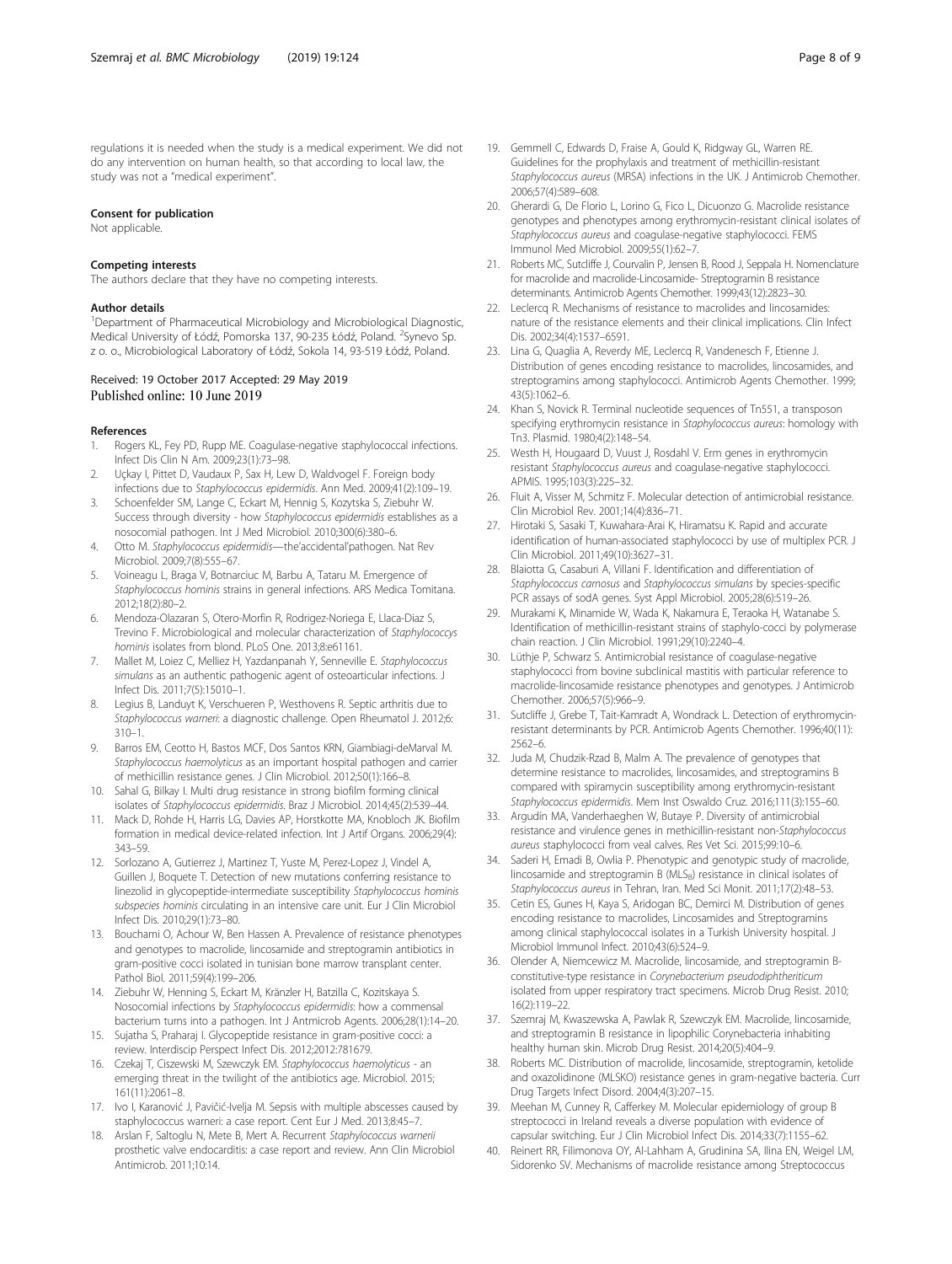regulations it is needed when the study is a medical experiment. We did not do any intervention on human health, so that according to local law, the study was not a "medical experiment".

#### Consent for publication

Not applicable.

#### Competing interests

The authors declare that they have no competing interests.

#### Author details

[1]Department of Pharmaceutical Microbiology and Microbiological Diagnostic, Medical University of Łódź, Pomorska 137, 90-235 Łódź, Poland. [2]Synevo Sp. z o. o., Microbiological Laboratory of Łódź, Sokola 14, 93-519 Łódź, Poland.

Received: 19 October 2017 Accepted: 29 May 2019
Published online: 10 June 2019

#### References

1. Rogers KL, Fey PD, Rupp ME. Coagulase-negative staphylococcal infections. Infect Dis Clin N Am. 2009;23(1):73–98.
2. Uçkay I, Pittet D, Vaudaux P, Sax H, Lew D, Waldvogel F. Foreign body infections due to *Staphylococcus epidermidis*. Ann Med. 2009;41(2):109–19.
3. Schoenfelder SM, Lange C, Eckart M, Hennig S, Kozytska S, Ziebuhr W. Success through diversity - how *Staphylococcus epidermidis* establishes as a nosocomial pathogen. Int J Med Microbiol. 2010;300(6):380–6.
4. Otto M. *Staphylococcus epidermidis*—the'accidental'pathogen. Nat Rev Microbiol. 2009;7(8):555–67.
5. Voineagu L, Braga V, Botnarciuc M, Barbu A, Tataru M. Emergence of *Staphylococcus hominis* strains in general infections. ARS Medica Tomitana. 2012;18(2):80–2.
6. Mendoza-Olazaran S, Otero-Morfin R, Rodrigez-Noriega E, Llaca-Diaz S, Trevino F. Microbiological and molecular characterization of *Staphylococcys hominis* isolates from blond. PLoS One. 2013;8:e61161.
7. Mallet M, Loiez C, Melliez H, Yazdanpanah Y, Senneville E. *Staphylococcus simulans* as an authentic pathogenic agent of osteoarticular infections. J Infect Dis. 2011;7(5):15010–1.
8. Legius B, Landuyt K, Verschueren P, Westhovens R. Septic arthritis due to *Staphylococcus warneri*: a diagnostic challenge. Open Rheumatol J. 2012;6: 310–1.
9. Barros EM, Ceotto H, Bastos MCF, Dos Santos KRN, Giambiagi-deMarval M. *Staphylococcus haemolyticus* as an important hospital pathogen and carrier of methicillin resistance genes. J Clin Microbiol. 2012;50(1):166–8.
10. Sahal G, Bilkay I. Multi drug resistance in strong biofilm forming clinical isolates of *Staphylococcus epidermidis*. Braz J Microbiol. 2014;45(2):539–44.
11. Mack D, Rohde H, Harris LG, Davies AP, Horstkotte MA, Knobloch JK. Biofilm formation in medical device-related infection. Int J Artif Organs. 2006;29(4): 343–59.
12. Sorlozano A, Gutierrez J, Martinez T, Yuste M, Perez-Lopez J, Vindel A, Guillen J, Boquete T. Detection of new mutations conferring resistance to linezolid in glycopeptide-intermediate susceptibility *Staphylococcus hominis subspecies hominis* circulating in an intensive care unit. Eur J Clin Microbiol Infect Dis. 2010;29(1):73–80.
13. Bouchami O, Achour W, Ben Hassen A. Prevalence of resistance phenotypes and genotypes to macrolide, lincosamide and streptogramin antibiotics in gram-positive cocci isolated in tunisian bone marrow transplant center. Pathol Biol. 2011;59(4):199–206.
14. Ziebuhr W, Henning S, Eckart M, Kränzler H, Batzilla C, Kozitskaya S. Nosocomial infections by *Staphylococcus epidermidis*: how a commensal bacterium turns into a pathogen. Int J Antmicrob Agents. 2006;28(1):14–20.
15. Sujatha S, Praharaj I. Glycopeptide resistance in gram-positive cocci: a review. Interdiscip Perspect Infect Dis. 2012;2012:781679.
16. Czekaj T, Ciszewski M, Szewczyk EM. *Staphylococcus haemolyticus* - an emerging threat in the twilight of the antibiotics age. Microbiol. 2015; 161(11):2061–8.
17. Ivo I, Karanović J, Pavičić-Ivelja M. Sepsis with multiple abscesses caused by staphylococcus warneri: a case report. Cent Eur J Med. 2013;8:45–7.
18. Arslan F, Saltoglu N, Mete B, Mert A. Recurrent *Staphylococcus warnerii* prosthetic valve endocarditis: a case report and review. Ann Clin Microbiol Antimicrob. 2011;10:14.
19. Gemmell C, Edwards D, Fraise A, Gould K, Ridgway GL, Warren RE. Guidelines for the prophylaxis and treatment of methicillin-resistant *Staphylococcus aureus* (MRSA) infections in the UK. J Antimicrob Chemother. 2006;57(4):589–608.
20. Gherardi G, De Florio L, Lorino G, Fico L, Dicuonzo G. Macrolide resistance genotypes and phenotypes among erythromycin-resistant clinical isolates of *Staphylococcus aureus* and coagulase-negative staphylococci. FEMS Immunol Med Microbiol. 2009;55(1):62–7.
21. Roberts MC, Sutcliffe J, Courvalin P, Jensen B, Rood J, Seppala H. Nomenclature for macrolide and macrolide-Lincosamide- Streptogramin B resistance determinants. Antimicrob Agents Chemother. 1999;43(12):2823–30.
22. Leclercq R. Mechanisms of resistance to macrolides and lincosamides: nature of the resistance elements and their clinical implications. Clin Infect Dis. 2002;34(4):1537–6591.
23. Lina G, Quaglia A, Reverdy ME, Leclercq R, Vandenesch F, Etienne J. Distribution of genes encoding resistance to macrolides, lincosamides, and streptogramins among staphylococci. Antimicrob Agents Chemother. 1999; 43(5):1062–6.
24. Khan S, Novick R. Terminal nucleotide sequences of Tn551, a transposon specifying erythromycin resistance in *Staphylococcus aureus*: homology with Tn3. Plasmid. 1980;4(2):148–54.
25. Westh H, Hougaard D, Vuust J, Rosdahl V. Erm genes in erythromycin resistant *Staphylococcus aureus* and coagulase-negative staphylococci. APMIS. 1995;103(3):225–32.
26. Fluit A, Visser M, Schmitz F. Molecular detection of antimicrobial resistance. Clin Microbiol Rev. 2001;14(4):836–71.
27. Hirotaki S, Sasaki T, Kuwahara-Arai K, Hiramatsu K. Rapid and accurate identification of human-associated staphylococci by use of multiplex PCR. J Clin Microbiol. 2011;49(10):3627–31.
28. Blaiotta G, Casaburi A, Villani F. Identification and differentiation of *Staphylococcus carnosus* and *Staphylococcus simulans* by species-specific PCR assays of sodA genes. Syst Appl Microbiol. 2005;28(6):519–26.
29. Murakami K, Minamide W, Wada K, Nakamura E, Teraoka H, Watanabe S. Identification of methicillin-resistant strains of staphylo-cocci by polymerase chain reaction. J Clin Microbiol. 1991;29(10):2240–4.
30. Lüthje P, Schwarz S. Antimicrobial resistance of coagulase-negative staphylococci from bovine subclinical mastitis with particular reference to macrolide-lincosamide resistance phenotypes and genotypes. J Antimicrob Chemother. 2006;57(5):966–9.
31. Sutcliffe J, Grebe T, Tait-Kamradt A, Wondrack L. Detection of erythromycin-resistant determinants by PCR. Antimicrob Agents Chemother. 1996;40(11): 2562–6.
32. Juda M, Chudzik-Rzad B, Malm A. The prevalence of genotypes that determine resistance to macrolides, lincosamides, and streptogramins B compared with spiramycin susceptibility among erythromycin-resistant *Staphylococcus epidermidis*. Mem Inst Oswaldo Cruz. 2016;111(3):155–60.
33. Argudin MA, Vanderhaeghen W, Butaye P. Diversity of antimicrobial resistance and virulence genes in methicillin-resistant non-*Staphylococcus aureus* staphylococci from veal calves. Res Vet Sci. 2015;99:10–6.
34. Saderi H, Emadi B, Owlia P. Phenotypic and genotypic study of macrolide, lincosamide and streptogramin B ($MLS_B$) resistance in clinical isolates of *Staphylococcus aureus* in Tehran, Iran. Med Sci Monit. 2011;17(2):48–53.
35. Cetin ES, Gunes H, Kaya S, Aridogan BC, Demirci M. Distribution of genes encoding resistance to macrolides, Lincosamides and Streptogramins among clinical staphylococcal isolates in a Turkish University hospital. J Microbiol Immunol Infect. 2010;43(6):524–9.
36. Olender A, Niemcewicz M. Macrolide, lincosamide, and streptogramin B-constitutive-type resistance in *Corynebacterium pseudodiphtheriticum* isolated from upper respiratory tract specimens. Microb Drug Resist. 2010; 16(2):119–22.
37. Szemraj M, Kwaszewska A, Pawlak R, Szewczyk EM. Macrolide, lincosamide, and streptogramin B resistance in lipophilic Corynebacteria inhabiting healthy human skin. Microb Drug Resist. 2014;20(5):404–9.
38. Roberts MC. Distribution of macrolide, lincosamide, streptogramin, ketolide and oxazolidinone (MLSKO) resistance genes in gram-negative bacteria. Curr Drug Targets Infect Disord. 2004;4(3):207–15.
39. Meehan M, Cunney R, Cafferkey M. Molecular epidemiology of group B streptococci in Ireland reveals a diverse population with evidence of capsular switching. Eur J Clin Microbiol Infect Dis. 2014;33(7):1155–62.
40. Reinert RR, Filimonova OY, Al-Lahham A, Grudinina SA, Ilina EN, Weigel LM, Sidorenko SV. Mechanisms of macrolide resistance among Streptococcus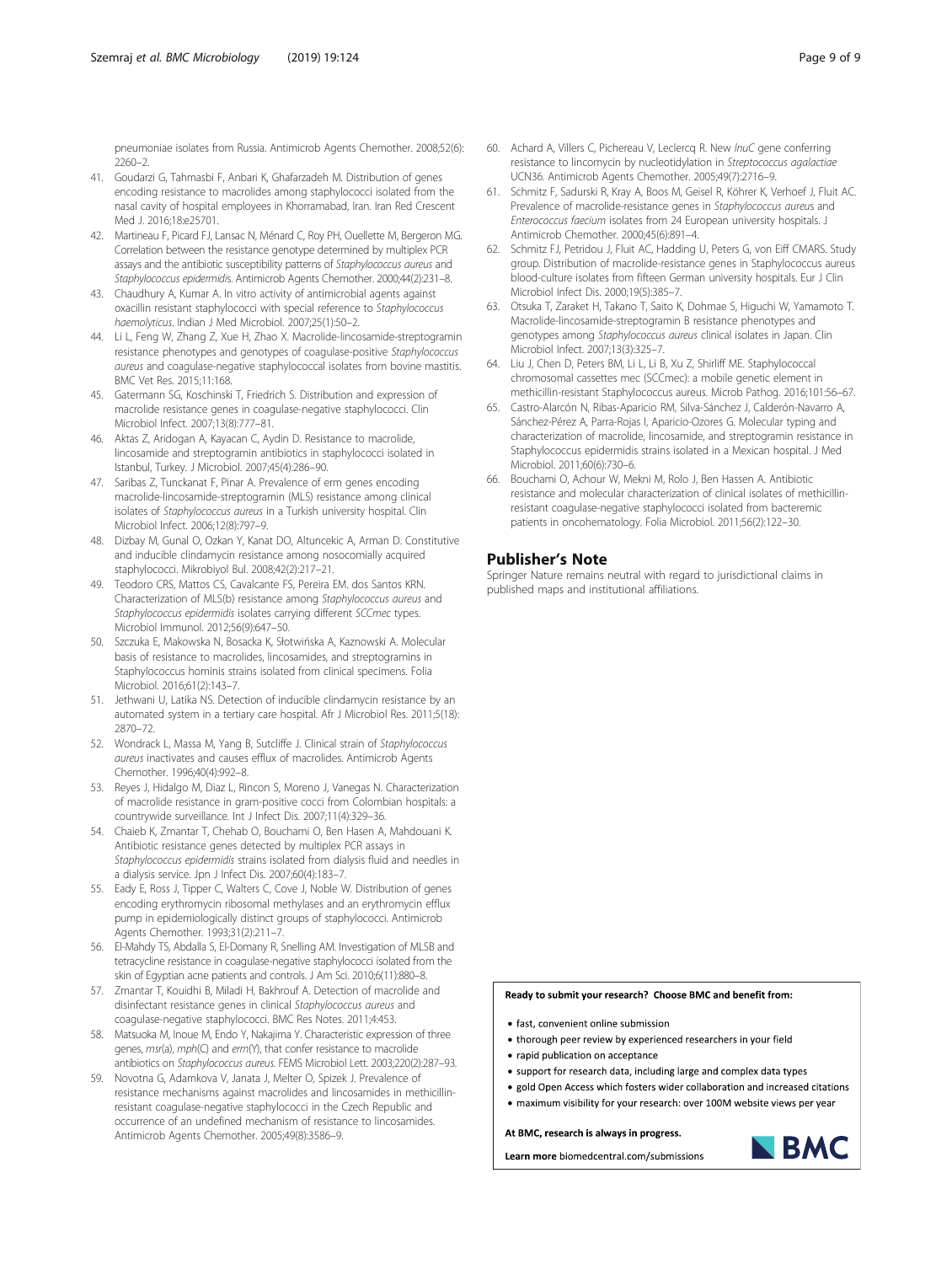pneumoniae isolates from Russia. Antimicrob Agents Chemother. 2008;52(6): 2260–2.

41. Goudarzi G, Tahmasbi F, Anbari K, Ghafarzadeh M. Distribution of genes encoding resistance to macrolides among staphylococci isolated from the nasal cavity of hospital employees in Khorramabad, Iran. Iran Red Crescent Med J. 2016;18:e25701.
42. Martineau F, Picard FJ, Lansac N, Ménard C, Roy PH, Ouellette M, Bergeron MG. Correlation between the resistance genotype determined by multiplex PCR assays and the antibiotic susceptibility patterns of *Staphylococcus aureus* and *Staphylococcus epidermidis*. Antimicrob Agents Chemother. 2000;44(2):231–8.
43. Chaudhury A, Kumar A. In vitro activity of antimicrobial agents against oxacillin resistant staphylococci with special reference to *Staphylococcus haemolyticus*. Indian J Med Microbiol. 2007;25(1):50–2.
44. Li L, Feng W, Zhang Z, Xue H, Zhao X. Macrolide-lincosamide-streptogramin resistance phenotypes and genotypes of coagulase-positive *Staphylococcus aureus* and coagulase-negative staphylococcal isolates from bovine mastitis. BMC Vet Res. 2015;11:168.
45. Gatermann SG, Koschinski T, Friedrich S. Distribution and expression of macrolide resistance genes in coagulase-negative staphylococci. Clin Microbiol Infect. 2007;13(8):777–81.
46. Aktas Z, Aridogan A, Kayacan C, Aydin D. Resistance to macrolide, lincosamide and streptogramin antibiotics in staphylococci isolated in Istanbul, Turkey. J Microbiol. 2007;45(4):286–90.
47. Saribas Z, Tunckanat F, Pinar A. Prevalence of erm genes encoding macrolide-lincosamide-streptogramin (MLS) resistance among clinical isolates of *Staphylococcus aureus* in a Turkish university hospital. Clin Microbiol Infect. 2006;12(8):797–9.
48. Dizbay M, Gunal O, Ozkan Y, Kanat DO, Altuncekic A, Arman D. Constitutive and inducible clindamycin resistance among nosocomially acquired staphylococci. Mikrobiyol Bul. 2008;42(2):217–21.
49. Teodoro CRS, Mattos CS, Cavalcante FS, Pereira EM. dos Santos KRN. Characterization of MLS(b) resistance among *Staphylococcus aureus* and *Staphylococcus epidermidis* isolates carrying different *SCCmec* types. Microbiol Immunol. 2012;56(9):647–50.
50. Szczuka E, Makowska N, Bosacka K, Słotwińska A, Kaznowski A. Molecular basis of resistance to macrolides, lincosamides, and streptogramins in Staphylococcus hominis strains isolated from clinical specimens. Folia Microbiol. 2016;61(2):143–7.
51. Jethwani U, Latika NS. Detection of inducible clindamycin resistance by an automated system in a tertiary care hospital. Afr J Microbiol Res. 2011;5(18): 2870–72.
52. Wondrack L, Massa M, Yang B, Sutcliffe J. Clinical strain of *Staphylococcus aureus* inactivates and causes efflux of macrolides. Antimicrob Agents Chemother. 1996;40(4):992–8.
53. Reyes J, Hidalgo M, Diaz L, Rincon S, Moreno J, Vanegas N. Characterization of macrolide resistance in gram-positive cocci from Colombian hospitals: a countrywide surveillance. Int J Infect Dis. 2007;11(4):329–36.
54. Chaieb K, Zmantar T, Chehab O, Bouchami O, Ben Hasen A, Mahdouani K. Antibiotic resistance genes detected by multiplex PCR assays in *Staphylococcus epidermidis* strains isolated from dialysis fluid and needles in a dialysis service. Jpn J Infect Dis. 2007;60(4):183–7.
55. Eady E, Ross J, Tipper C, Walters C, Cove J, Noble W. Distribution of genes encoding erythromycin ribosomal methylases and an erythromycin efflux pump in epidemiologically distinct groups of staphylococci. Antimicrob Agents Chemother. 1993;31(2):211–7.
56. El-Mahdy TS, Abdalla S, El-Domany R, Snelling AM. Investigation of MLSB and tetracycline resistance in coagulase-negative staphylococci isolated from the skin of Egyptian acne patients and controls. J Am Sci. 2010;6(11):880–8.
57. Zmantar T, Kouidhi B, Miladi H, Bakhrouf A. Detection of macrolide and disinfectant resistance genes in clinical *Staphylococcus aureus* and coagulase-negative staphylococci. BMC Res Notes. 2011;4:453.
58. Matsuoka M, Inoue M, Endo Y, Nakajima Y. Characteristic expression of three genes, *msr*(a), *mph*(C) and *erm*(Y), that confer resistance to macrolide antibiotics on *Staphylococcus aureus*. FEMS Microbiol Lett. 2003;220(2):287–93.
59. Novotna G, Adamkova V, Janata J, Melter O, Spizek J. Prevalence of resistance mechanisms against macrolides and lincosamides in methicillin-resistant coagulase-negative staphylococci in the Czech Republic and occurrence of an undefined mechanism of resistance to lincosamides. Antimicrob Agents Chemother. 2005;49(8):3586–9.
60. Achard A, Villers C, Pichereau V, Leclercq R. New *lnuC* gene conferring resistance to lincomycin by nucleotidylation in *Streptococcus agalactiae* UCN36. Antimicrob Agents Chemother. 2005;49(7):2716–9.
61. Schmitz F, Sadurski R, Kray A, Boos M, Geisel R, Köhrer K, Verhoef J, Fluit AC. Prevalence of macrolide-resistance genes in *Staphylococcus aureus* and *Enterococcus faecium* isolates from 24 European university hospitals. J Antimicrob Chemother. 2000;45(6):891–4.
62. Schmitz FJ, Petridou J, Fluit AC, Hadding U, Peters G, von Eiff CMARS. Study group. Distribution of macrolide-resistance genes in Staphylococcus aureus blood-culture isolates from fifteen German university hospitals. Eur J Clin Microbiol Infect Dis. 2000;19(5):385–7.
63. Otsuka T, Zaraket H, Takano T, Saito K, Dohmae S, Higuchi W, Yamamoto T. Macrolide-lincosamide-streptogramin B resistance phenotypes and genotypes among *Staphylococcus aureus* clinical isolates in Japan. Clin Microbiol Infect. 2007;13(3):325–7.
64. Liu J, Chen D, Peters BM, Li L, Li B, Xu Z, Shirliff ME. Staphylococcal chromosomal cassettes mec (SCCmec): a mobile genetic element in methicillin-resistant Staphylococcus aureus. Microb Pathog. 2016;101:56–67.
65. Castro-Alarcón N, Ribas-Aparicio RM, Silva-Sánchez J, Calderón-Navarro A, Sánchez-Pérez A, Parra-Rojas I, Aparicio-Ozores G. Molecular typing and characterization of macrolide, lincosamide, and streptogramin resistance in Staphylococcus epidermidis strains isolated in a Mexican hospital. J Med Microbiol. 2011;60(6):730–6.
66. Bouchami O, Achour W, Mekni M, Rolo J, Ben Hassen A. Antibiotic resistance and molecular characterization of clinical isolates of methicillin-resistant coagulase-negative staphylococci isolated from bacteremic patients in oncohematology. Folia Microbiol. 2011;56(2):122–30.

## Publisher's Note

Springer Nature remains neutral with regard to jurisdictional claims in published maps and institutional affiliations.

**Ready to submit your research? Choose BMC and benefit from:**

- fast, convenient online submission
- thorough peer review by experienced researchers in your field
- rapid publication on acceptance
- support for research data, including large and complex data types
- gold Open Access which fosters wider collaboration and increased citations
- maximum visibility for your research: over 100M website views per year

**At BMC, research is always in progress.**

**Learn more** biomedcentral.com/submissions